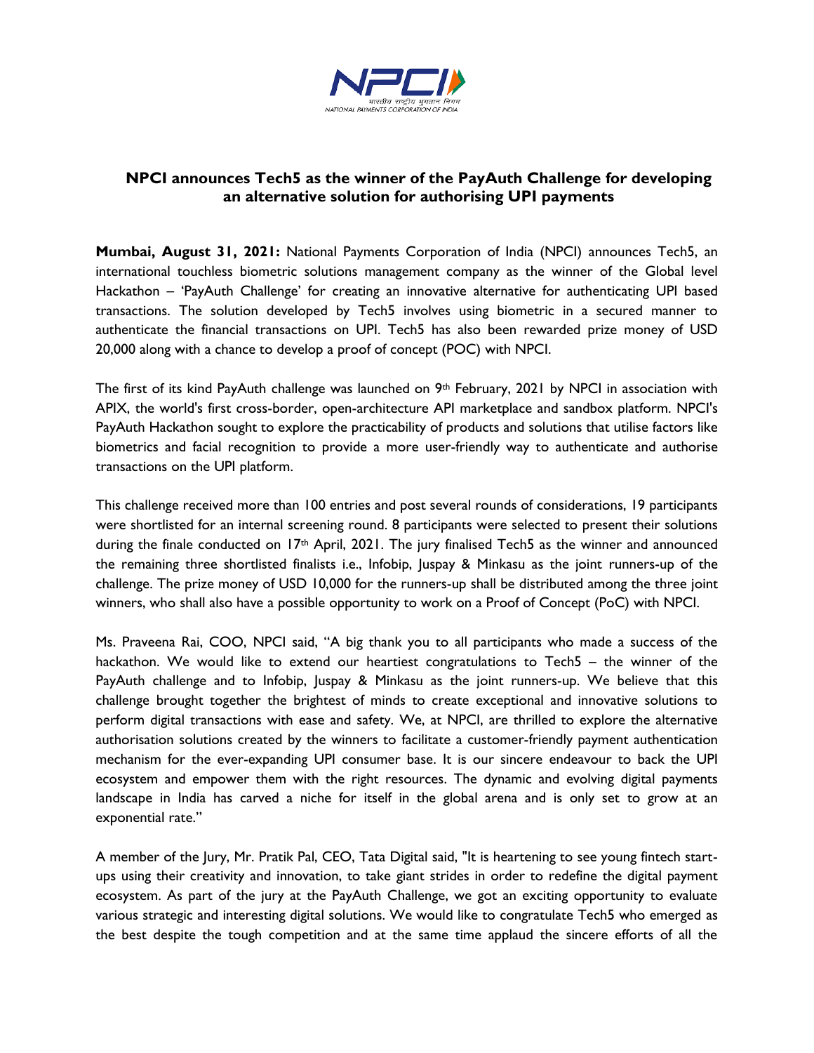## NPCI announces Tech5 as the winner of the PayAuth Challenge for developing an alternative solution for authorising UPI payments

**Mumbai, August 31, 2021:** National Payments Corporation of India (NPCI) announces Tech5, an international touchless biometric solutions management company as the winner of the Global level Hackathon – 'PayAuth Challenge' for creating an innovative alternative for authenticating UPI based transactions. The solution developed by Tech5 involves using biometric in a secured manner to authenticate the financial transactions on UPI. Tech5 has also been rewarded prize money of USD 20,000 along with a chance to develop a proof of concept (POC) with NPCI.

The first of its kind PayAuth challenge was launched on 9th February, 2021 by NPCI in association with APIX, the world's first cross-border, open-architecture API marketplace and sandbox platform. NPCI's PayAuth Hackathon sought to explore the practicability of products and solutions that utilise factors like biometrics and facial recognition to provide a more user-friendly way to authenticate and authorise transactions on the UPI platform.

This challenge received more than 100 entries and post several rounds of considerations, 19 participants were shortlisted for an internal screening round. 8 participants were selected to present their solutions during the finale conducted on 17th April, 2021. The jury finalised Tech5 as the winner and announced the remaining three shortlisted finalists i.e., Infobip, Juspay & Minkasu as the joint runners-up of the challenge. The prize money of USD 10,000 for the runners-up shall be distributed among the three joint winners, who shall also have a possible opportunity to work on a Proof of Concept (PoC) with NPCI.

Ms. Praveena Rai, COO, NPCI said, "A big thank you to all participants who made a success of the hackathon. We would like to extend our heartiest congratulations to Tech5 – the winner of the PayAuth challenge and to Infobip, Juspay & Minkasu as the joint runners-up. We believe that this challenge brought together the brightest of minds to create exceptional and innovative solutions to perform digital transactions with ease and safety. We, at NPCI, are thrilled to explore the alternative authorisation solutions created by the winners to facilitate a customer-friendly payment authentication mechanism for the ever-expanding UPI consumer base. It is our sincere endeavour to back the UPI ecosystem and empower them with the right resources. The dynamic and evolving digital payments landscape in India has carved a niche for itself in the global arena and is only set to grow at an exponential rate."

A member of the Jury, Mr. Pratik Pal, CEO, Tata Digital said, "It is heartening to see young fintech start-ups using their creativity and innovation, to take giant strides in order to redefine the digital payment ecosystem. As part of the jury at the PayAuth Challenge, we got an exciting opportunity to evaluate various strategic and interesting digital solutions. We would like to congratulate Tech5 who emerged as the best despite the tough competition and at the same time applaud the sincere efforts of all the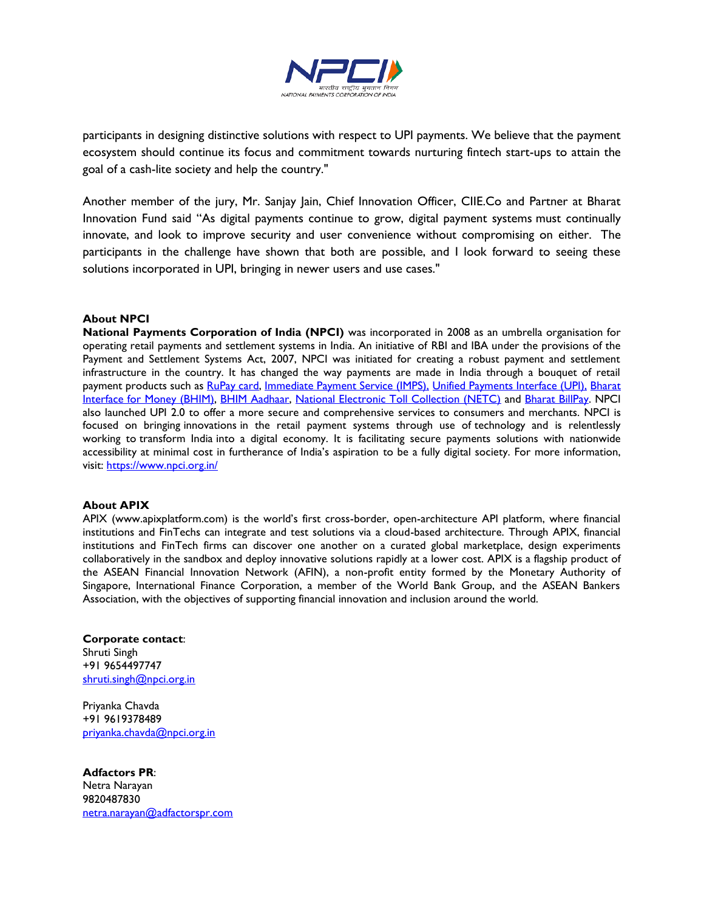participants in designing distinctive solutions with respect to UPI payments. We believe that the payment ecosystem should continue its focus and commitment towards nurturing fintech start-ups to attain the goal of a cash-lite society and help the country."

Another member of the jury, Mr. Sanjay Jain, Chief Innovation Officer, CIIE.Co and Partner at Bharat Innovation Fund said "As digital payments continue to grow, digital payment systems must continually innovate, and look to improve security and user convenience without compromising on either. The participants in the challenge have shown that both are possible, and I look forward to seeing these solutions incorporated in UPI, bringing in newer users and use cases."

**About NPCI**

**National Payments Corporation of India (NPCI)** was incorporated in 2008 as an umbrella organisation for operating retail payments and settlement systems in India. An initiative of RBI and IBA under the provisions of the Payment and Settlement Systems Act, 2007, NPCI was initiated for creating a robust payment and settlement infrastructure in the country. It has changed the way payments are made in India through a bouquet of retail payment products such as RuPay card, Immediate Payment Service (IMPS), Unified Payments Interface (UPI), Bharat Interface for Money (BHIM), BHIM Aadhaar, National Electronic Toll Collection (NETC) and Bharat BillPay. NPCI also launched UPI 2.0 to offer a more secure and comprehensive services to consumers and merchants. NPCI is focused on bringing innovations in the retail payment systems through use of technology and is relentlessly working to transform India into a digital economy. It is facilitating secure payments solutions with nationwide accessibility at minimal cost in furtherance of India's aspiration to be a fully digital society. For more information, visit: https://www.npci.org.in/

**About APIX**

APIX (www.apixplatform.com) is the world's first cross-border, open-architecture API platform, where financial institutions and FinTechs can integrate and test solutions via a cloud-based architecture. Through APIX, financial institutions and FinTech firms can discover one another on a curated global marketplace, design experiments collaboratively in the sandbox and deploy innovative solutions rapidly at a lower cost. APIX is a flagship product of the ASEAN Financial Innovation Network (AFIN), a non-profit entity formed by the Monetary Authority of Singapore, International Finance Corporation, a member of the World Bank Group, and the ASEAN Bankers Association, with the objectives of supporting financial innovation and inclusion around the world.

**Corporate contact**:
Shruti Singh
+91 9654497747
shruti.singh@npci.org.in

Priyanka Chavda
+91 9619378489
priyanka.chavda@npci.org.in

**Adfactors PR**:
Netra Narayan
9820487830
netra.narayan@adfactorspr.com